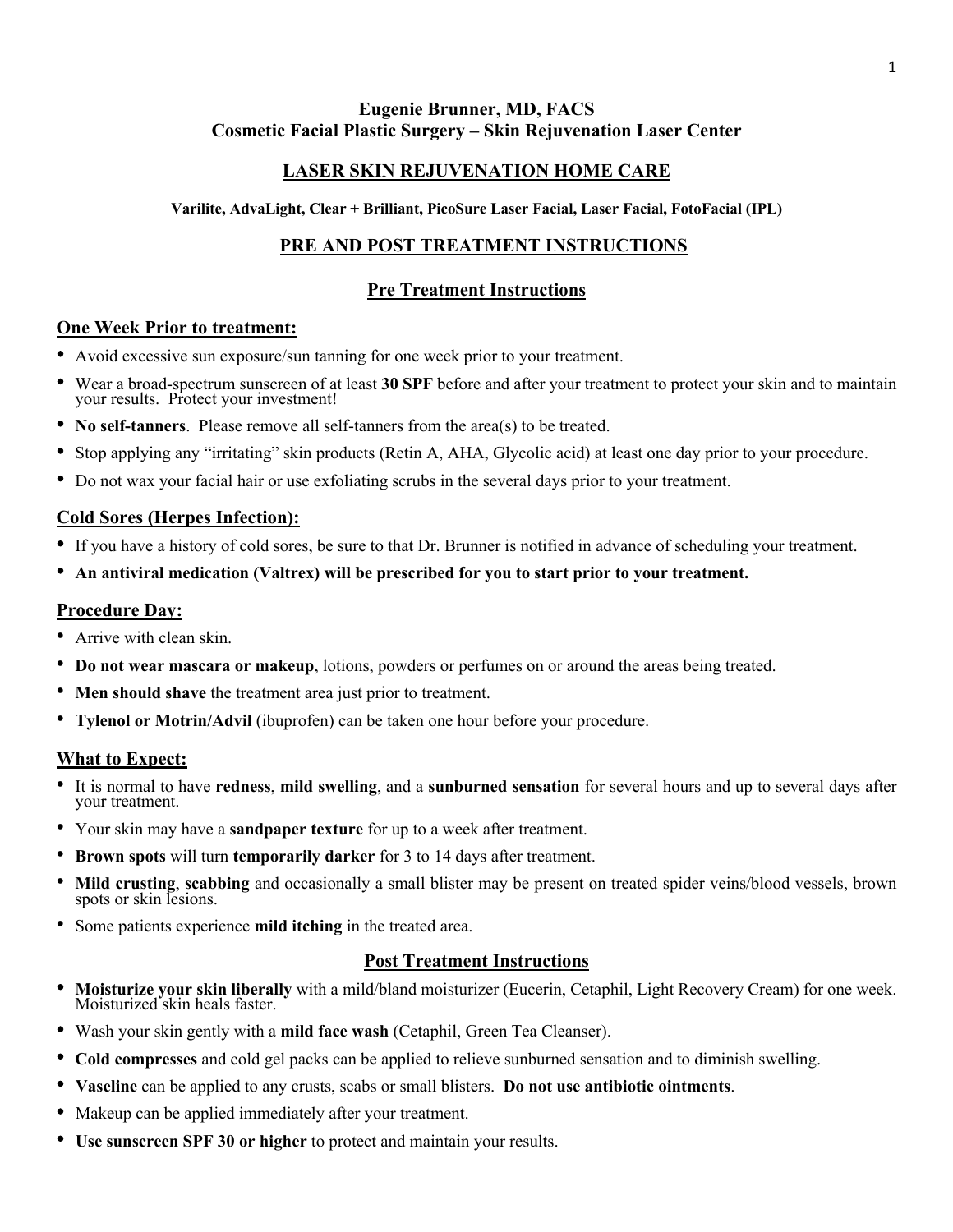**Eugenie Brunner, MD, FACS**
**Cosmetic Facial Plastic Surgery – Skin Rejuvenation Laser Center**

# LASER SKIN REJUVENATION HOME CARE

**Varilite, AdvaLight, Clear + Brilliant, PicoSure Laser Facial, Laser Facial, FotoFacial (IPL)**

## PRE AND POST TREATMENT INSTRUCTIONS

## Pre Treatment Instructions

### One Week Prior to treatment:

- Avoid excessive sun exposure/sun tanning for one week prior to your treatment.
- Wear a broad-spectrum sunscreen of at least **30 SPF** before and after your treatment to protect your skin and to maintain your results. Protect your investment!
- **No self-tanners**. Please remove all self-tanners from the area(s) to be treated.
- Stop applying any "irritating" skin products (Retin A, AHA, Glycolic acid) at least one day prior to your procedure.
- Do not wax your facial hair or use exfoliating scrubs in the several days prior to your treatment.

### Cold Sores (Herpes Infection):

- If you have a history of cold sores, be sure to that Dr. Brunner is notified in advance of scheduling your treatment.
- **An antiviral medication (Valtrex) will be prescribed for you to start prior to your treatment.**

### Procedure Day:

- Arrive with clean skin.
- **Do not wear mascara or makeup**, lotions, powders or perfumes on or around the areas being treated.
- **Men should shave** the treatment area just prior to treatment.
- **Tylenol or Motrin/Advil** (ibuprofen) can be taken one hour before your procedure.

### What to Expect:

- It is normal to have **redness**, **mild swelling**, and a **sunburned sensation** for several hours and up to several days after your treatment.
- Your skin may have a **sandpaper texture** for up to a week after treatment.
- **Brown spots** will turn **temporarily darker** for 3 to 14 days after treatment.
- **Mild crusting**, **scabbing** and occasionally a small blister may be present on treated spider veins/blood vessels, brown spots or skin lesions.
- Some patients experience **mild itching** in the treated area.

## Post Treatment Instructions

- **Moisturize your skin liberally** with a mild/bland moisturizer (Eucerin, Cetaphil, Light Recovery Cream) for one week. Moisturized skin heals faster.
- Wash your skin gently with a **mild face wash** (Cetaphil, Green Tea Cleanser).
- **Cold compresses** and cold gel packs can be applied to relieve sunburned sensation and to diminish swelling.
- **Vaseline** can be applied to any crusts, scabs or small blisters. **Do not use antibiotic ointments**.
- Makeup can be applied immediately after your treatment.
- **Use sunscreen SPF 30 or higher** to protect and maintain your results.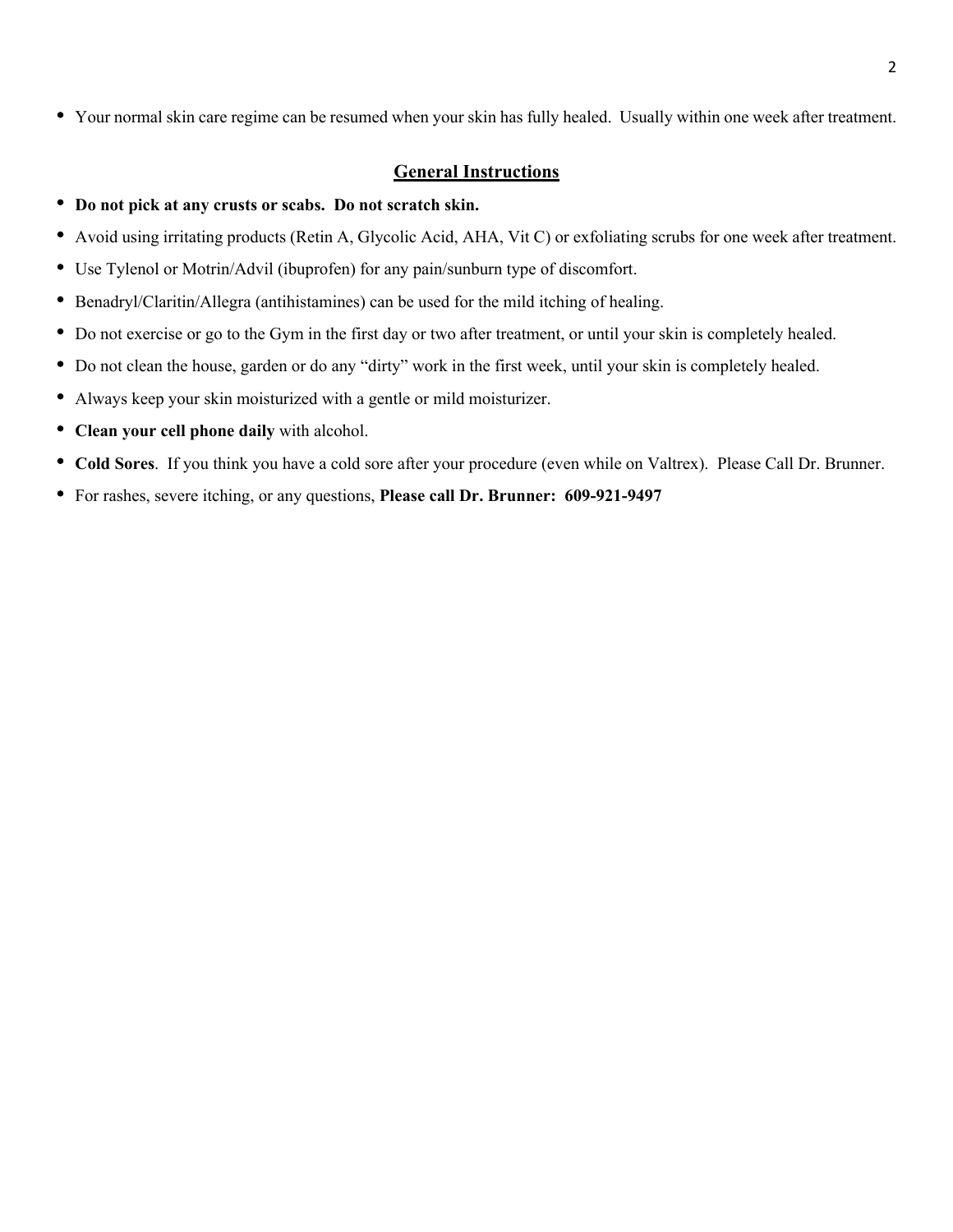- Your normal skin care regime can be resumed when your skin has fully healed. Usually within one week after treatment.

## General Instructions

- **Do not pick at any crusts or scabs. Do not scratch skin.**
- Avoid using irritating products (Retin A, Glycolic Acid, AHA, Vit C) or exfoliating scrubs for one week after treatment.
- Use Tylenol or Motrin/Advil (ibuprofen) for any pain/sunburn type of discomfort.
- Benadryl/Claritin/Allegra (antihistamines) can be used for the mild itching of healing.
- Do not exercise or go to the Gym in the first day or two after treatment, or until your skin is completely healed.
- Do not clean the house, garden or do any "dirty" work in the first week, until your skin is completely healed.
- Always keep your skin moisturized with a gentle or mild moisturizer.
- **Clean your cell phone daily** with alcohol.
- **Cold Sores**. If you think you have a cold sore after your procedure (even while on Valtrex). Please Call Dr. Brunner.
- For rashes, severe itching, or any questions, **Please call Dr. Brunner: 609-921-9497**